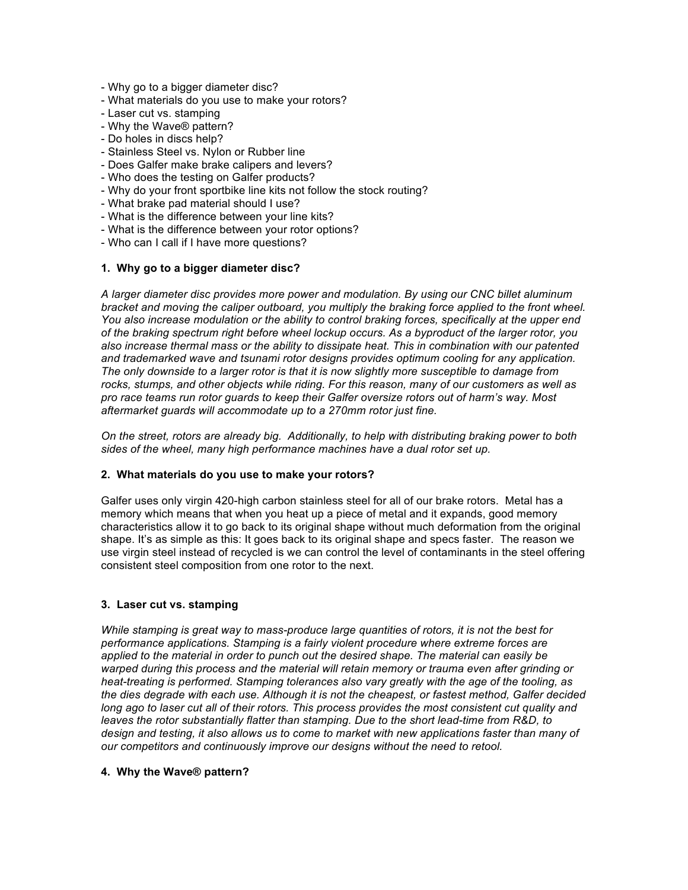- Why go to a bigger diameter disc?
- What materials do you use to make your rotors?
- Laser cut vs. stamping
- Why the Wave® pattern?
- Do holes in discs help?
- Stainless Steel vs. Nylon or Rubber line
- Does Galfer make brake calipers and levers?
- Who does the testing on Galfer products?
- Why do your front sportbike line kits not follow the stock routing?
- What brake pad material should I use?
- What is the difference between your line kits?
- What is the difference between your rotor options?
- Who can I call if I have more questions?

### 1. Why go to a bigger diameter disc?

*A larger diameter disc provides more power and modulation. By using our CNC billet aluminum bracket and moving the caliper outboard, you multiply the braking force applied to the front wheel. You also increase modulation or the ability to control braking forces, specifically at the upper end of the braking spectrum right before wheel lockup occurs. As a byproduct of the larger rotor, you also increase thermal mass or the ability to dissipate heat. This in combination with our patented and trademarked wave and tsunami rotor designs provides optimum cooling for any application. The only downside to a larger rotor is that it is now slightly more susceptible to damage from rocks, stumps, and other objects while riding. For this reason, many of our customers as well as pro race teams run rotor guards to keep their Galfer oversize rotors out of harm's way. Most aftermarket guards will accommodate up to a 270mm rotor just fine.*

*On the street, rotors are already big. Additionally, to help with distributing braking power to both sides of the wheel, many high performance machines have a dual rotor set up.*

### 2. What materials do you use to make your rotors?

Galfer uses only virgin 420-high carbon stainless steel for all of our brake rotors. Metal has a memory which means that when you heat up a piece of metal and it expands, good memory characteristics allow it to go back to its original shape without much deformation from the original shape. It's as simple as this: It goes back to its original shape and specs faster. The reason we use virgin steel instead of recycled is we can control the level of contaminants in the steel offering consistent steel composition from one rotor to the next.

### 3. Laser cut vs. stamping

*While stamping is great way to mass-produce large quantities of rotors, it is not the best for performance applications. Stamping is a fairly violent procedure where extreme forces are applied to the material in order to punch out the desired shape. The material can easily be warped during this process and the material will retain memory or trauma even after grinding or heat-treating is performed. Stamping tolerances also vary greatly with the age of the tooling, as the dies degrade with each use. Although it is not the cheapest, or fastest method, Galfer decided long ago to laser cut all of their rotors. This process provides the most consistent cut quality and leaves the rotor substantially flatter than stamping. Due to the short lead-time from R&D, to design and testing, it also allows us to come to market with new applications faster than many of our competitors and continuously improve our designs without the need to retool.*

### 4. Why the Wave® pattern?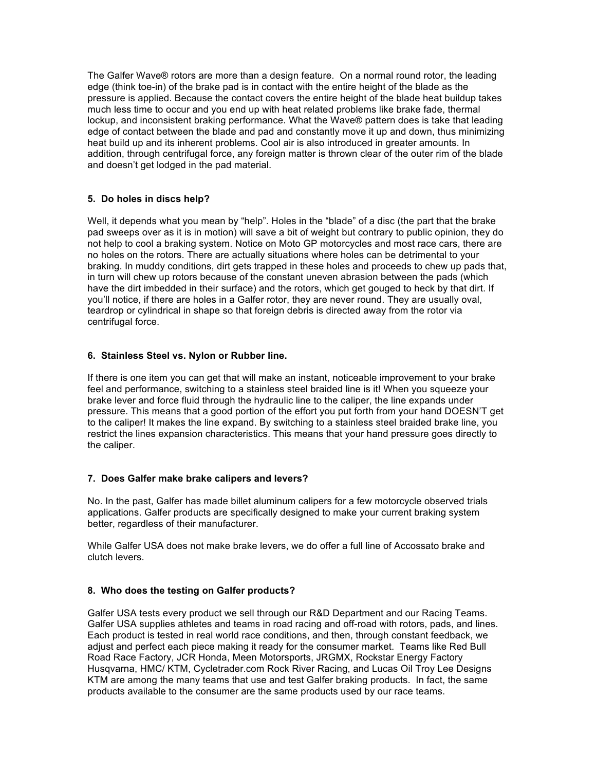The Galfer Wave® rotors are more than a design feature. On a normal round rotor, the leading edge (think toe-in) of the brake pad is in contact with the entire height of the blade as the pressure is applied. Because the contact covers the entire height of the blade heat buildup takes much less time to occur and you end up with heat related problems like brake fade, thermal lockup, and inconsistent braking performance. What the Wave® pattern does is take that leading edge of contact between the blade and pad and constantly move it up and down, thus minimizing heat build up and its inherent problems. Cool air is also introduced in greater amounts. In addition, through centrifugal force, any foreign matter is thrown clear of the outer rim of the blade and doesn't get lodged in the pad material.

**5. Do holes in discs help?**

Well, it depends what you mean by "help". Holes in the "blade" of a disc (the part that the brake pad sweeps over as it is in motion) will save a bit of weight but contrary to public opinion, they do not help to cool a braking system. Notice on Moto GP motorcycles and most race cars, there are no holes on the rotors. There are actually situations where holes can be detrimental to your braking. In muddy conditions, dirt gets trapped in these holes and proceeds to chew up pads that, in turn will chew up rotors because of the constant uneven abrasion between the pads (which have the dirt imbedded in their surface) and the rotors, which get gouged to heck by that dirt. If you'll notice, if there are holes in a Galfer rotor, they are never round. They are usually oval, teardrop or cylindrical in shape so that foreign debris is directed away from the rotor via centrifugal force.

**6. Stainless Steel vs. Nylon or Rubber line.**

If there is one item you can get that will make an instant, noticeable improvement to your brake feel and performance, switching to a stainless steel braided line is it! When you squeeze your brake lever and force fluid through the hydraulic line to the caliper, the line expands under pressure. This means that a good portion of the effort you put forth from your hand DOESN'T get to the caliper! It makes the line expand. By switching to a stainless steel braided brake line, you restrict the lines expansion characteristics. This means that your hand pressure goes directly to the caliper.

**7. Does Galfer make brake calipers and levers?**

No. In the past, Galfer has made billet aluminum calipers for a few motorcycle observed trials applications. Galfer products are specifically designed to make your current braking system better, regardless of their manufacturer.

While Galfer USA does not make brake levers, we do offer a full line of Accossato brake and clutch levers.

**8. Who does the testing on Galfer products?**

Galfer USA tests every product we sell through our R&D Department and our Racing Teams. Galfer USA supplies athletes and teams in road racing and off-road with rotors, pads, and lines. Each product is tested in real world race conditions, and then, through constant feedback, we adjust and perfect each piece making it ready for the consumer market. Teams like Red Bull Road Race Factory, JCR Honda, Meen Motorsports, JRGMX, Rockstar Energy Factory Husqvarna, HMC/ KTM, Cycletrader.com Rock River Racing, and Lucas Oil Troy Lee Designs KTM are among the many teams that use and test Galfer braking products. In fact, the same products available to the consumer are the same products used by our race teams.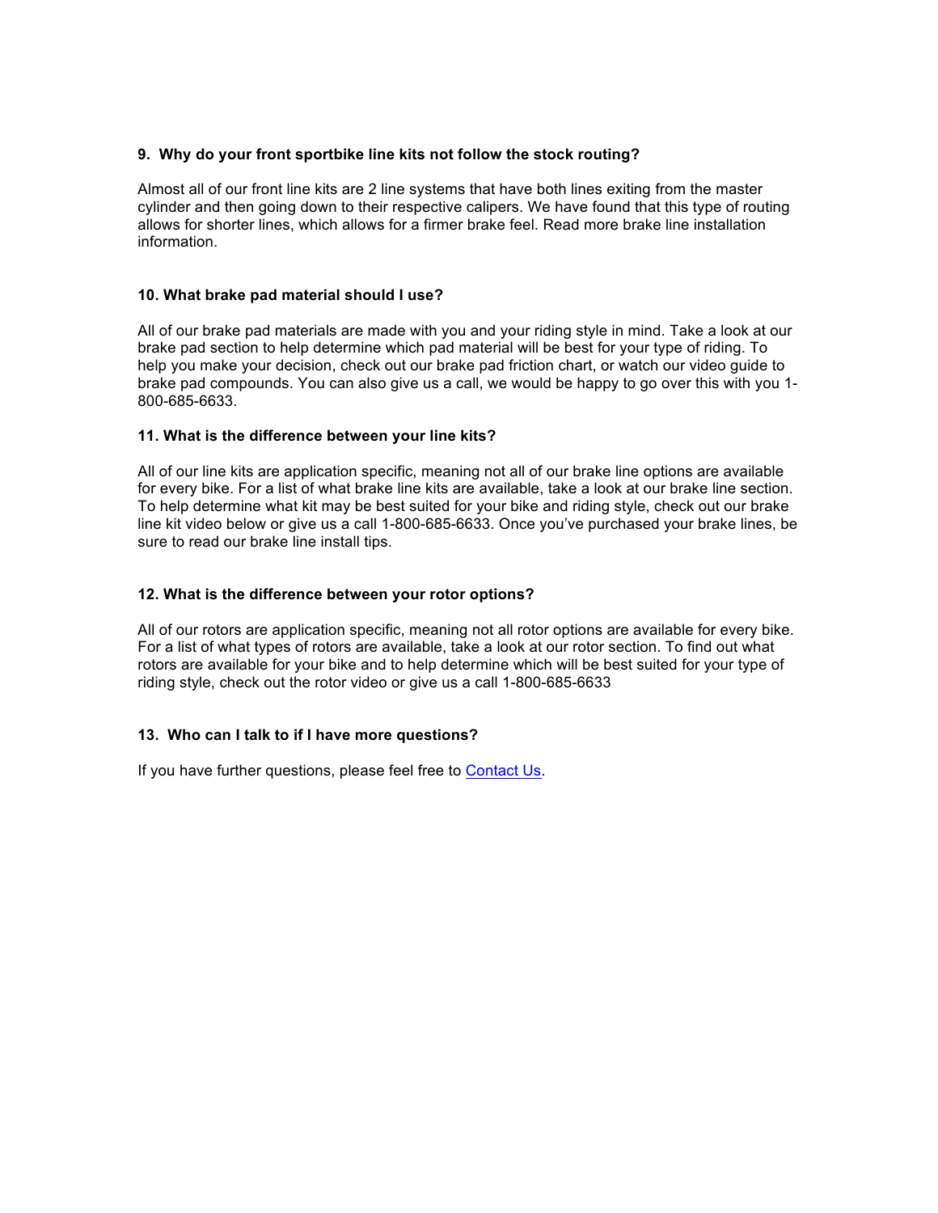**9. Why do your front sportbike line kits not follow the stock routing?**

Almost all of our front line kits are 2 line systems that have both lines exiting from the master cylinder and then going down to their respective calipers. We have found that this type of routing allows for shorter lines, which allows for a firmer brake feel. Read more brake line installation information.

**10. What brake pad material should I use?**

All of our brake pad materials are made with you and your riding style in mind. Take a look at our brake pad section to help determine which pad material will be best for your type of riding. To help you make your decision, check out our brake pad friction chart, or watch our video guide to brake pad compounds. You can also give us a call, we would be happy to go over this with you 1-800-685-6633.

**11. What is the difference between your line kits?**

All of our line kits are application specific, meaning not all of our brake line options are available for every bike. For a list of what brake line kits are available, take a look at our brake line section. To help determine what kit may be best suited for your bike and riding style, check out our brake line kit video below or give us a call 1-800-685-6633. Once you've purchased your brake lines, be sure to read our brake line install tips.

**12. What is the difference between your rotor options?**

All of our rotors are application specific, meaning not all rotor options are available for every bike. For a list of what types of rotors are available, take a look at our rotor section. To find out what rotors are available for your bike and to help determine which will be best suited for your type of riding style, check out the rotor video or give us a call 1-800-685-6633

**13. Who can I talk to if I have more questions?**

If you have further questions, please feel free to Contact Us.